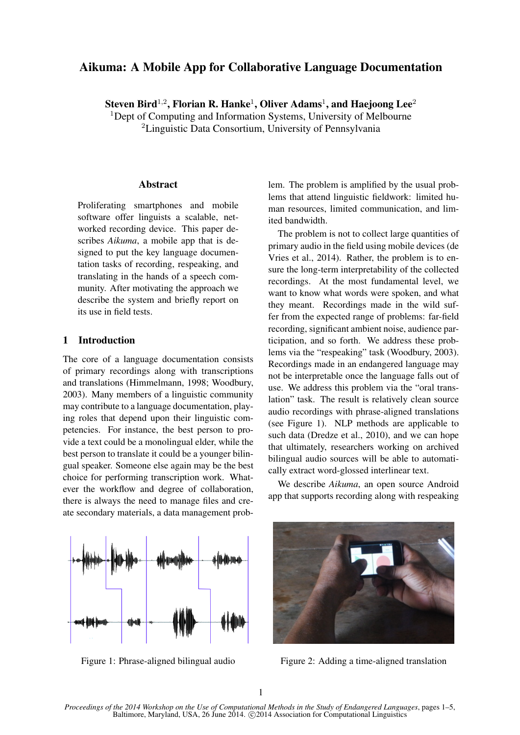# Aikuma: A Mobile App for Collaborative Language Documentation

**Steven Bird[1,2], Florian R. Hanke[1], Oliver Adams[1], and Haejoong Lee[2]**

[1]Dept of Computing and Information Systems, University of Melbourne

[2]Linguistic Data Consortium, University of Pennsylvania

## Abstract

Proliferating smartphones and mobile software offer linguists a scalable, networked recording device. This paper describes *Aikuma*, a mobile app that is designed to put the key language documentation tasks of recording, respeaking, and translating in the hands of a speech community. After motivating the approach we describe the system and briefly report on its use in field tests.

## 1 Introduction

The core of a language documentation consists of primary recordings along with transcriptions and translations (Himmelmann, 1998; Woodbury, 2003). Many members of a linguistic community may contribute to a language documentation, playing roles that depend upon their linguistic competencies. For instance, the best person to provide a text could be a monolingual elder, while the best person to translate it could be a younger bilingual speaker. Someone else again may be the best choice for performing transcription work. Whatever the workflow and degree of collaboration, there is always the need to manage files and create secondary materials, a data management problem. The problem is amplified by the usual problems that attend linguistic fieldwork: limited human resources, limited communication, and limited bandwidth.

The problem is not to collect large quantities of primary audio in the field using mobile devices (de Vries et al., 2014). Rather, the problem is to ensure the long-term interpretability of the collected recordings. At the most fundamental level, we want to know what words were spoken, and what they meant. Recordings made in the wild suffer from the expected range of problems: far-field recording, significant ambient noise, audience participation, and so forth. We address these problems via the "respeaking" task (Woodbury, 2003). Recordings made in an endangered language may not be interpretable once the language falls out of use. We address this problem via the "oral translation" task. The result is relatively clean source audio recordings with phrase-aligned translations (see Figure 1). NLP methods are applicable to such data (Dredze et al., 2010), and we can hope that ultimately, researchers working on archived bilingual audio sources will be able to automatically extract word-glossed interlinear text.

We describe *Aikuma*, an open source Android app that supports recording along with respeaking

Figure 1: Phrase-aligned bilingual audio

Figure 2: Adding a time-aligned translation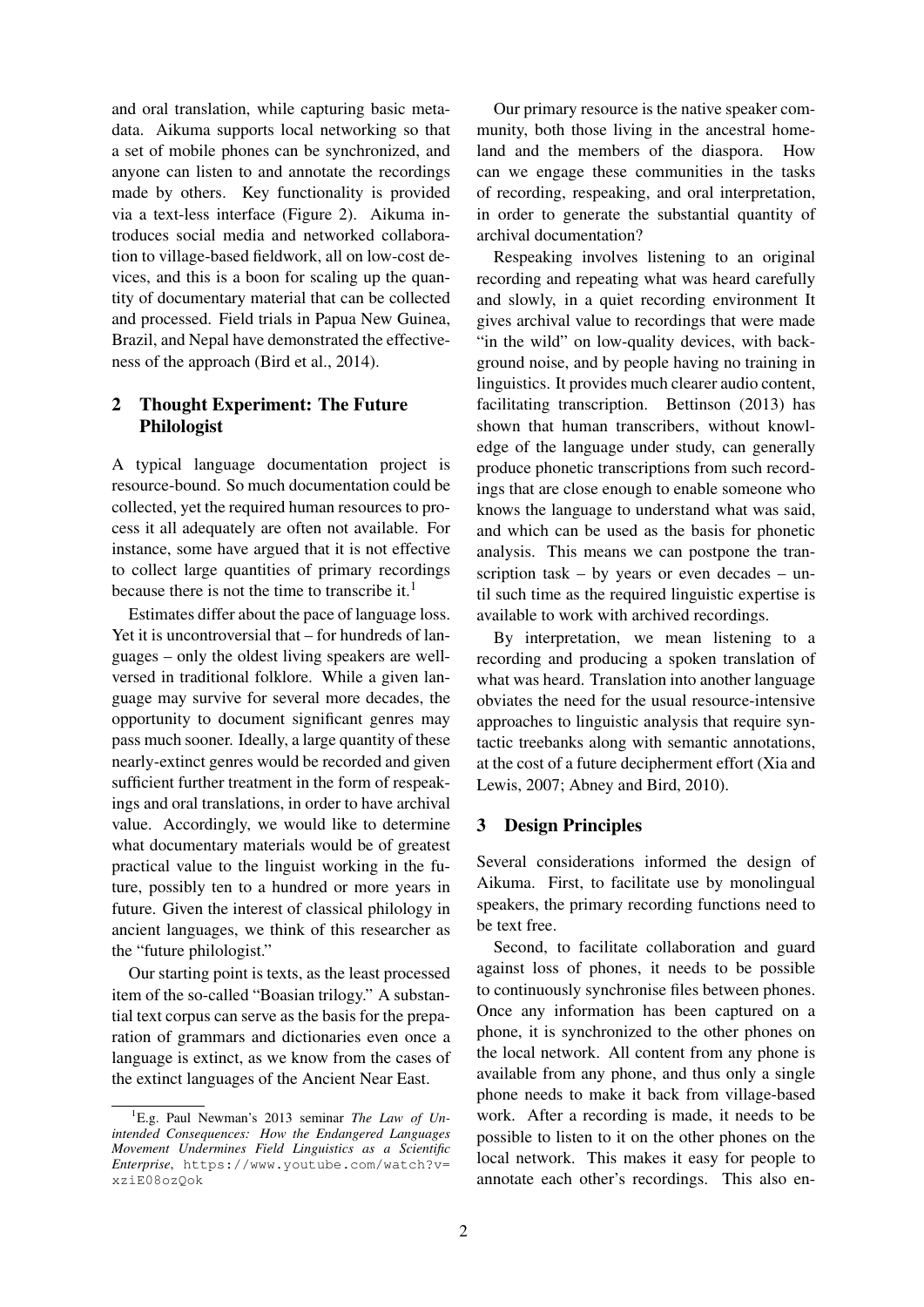and oral translation, while capturing basic metadata. Aikuma supports local networking so that a set of mobile phones can be synchronized, and anyone can listen to and annotate the recordings made by others. Key functionality is provided via a text-less interface (Figure 2). Aikuma introduces social media and networked collaboration to village-based fieldwork, all on low-cost devices, and this is a boon for scaling up the quantity of documentary material that can be collected and processed. Field trials in Papua New Guinea, Brazil, and Nepal have demonstrated the effectiveness of the approach (Bird et al., 2014).

## 2 Thought Experiment: The Future Philologist

A typical language documentation project is resource-bound. So much documentation could be collected, yet the required human resources to process it all adequately are often not available. For instance, some have argued that it is not effective to collect large quantities of primary recordings because there is not the time to transcribe it.[1]

Estimates differ about the pace of language loss. Yet it is uncontroversial that – for hundreds of languages – only the oldest living speakers are well-versed in traditional folklore. While a given language may survive for several more decades, the opportunity to document significant genres may pass much sooner. Ideally, a large quantity of these nearly-extinct genres would be recorded and given sufficient further treatment in the form of respeakings and oral translations, in order to have archival value. Accordingly, we would like to determine what documentary materials would be of greatest practical value to the linguist working in the future, possibly ten to a hundred or more years in future. Given the interest of classical philology in ancient languages, we think of this researcher as the "future philologist."

Our starting point is texts, as the least processed item of the so-called "Boasian trilogy." A substantial text corpus can serve as the basis for the preparation of grammars and dictionaries even once a language is extinct, as we know from the cases of the extinct languages of the Ancient Near East.

[1] E.g. Paul Newman's 2013 seminar *The Law of Unintended Consequences: How the Endangered Languages Movement Undermines Field Linguistics as a Scientific Enterprise*, https://www.youtube.com/watch?v=xziE08ozQok

Our primary resource is the native speaker community, both those living in the ancestral homeland and the members of the diaspora. How can we engage these communities in the tasks of recording, respeaking, and oral interpretation, in order to generate the substantial quantity of archival documentation?

Respeaking involves listening to an original recording and repeating what was heard carefully and slowly, in a quiet recording environment It gives archival value to recordings that were made "in the wild" on low-quality devices, with background noise, and by people having no training in linguistics. It provides much clearer audio content, facilitating transcription. Bettinson (2013) has shown that human transcribers, without knowledge of the language under study, can generally produce phonetic transcriptions from such recordings that are close enough to enable someone who knows the language to understand what was said, and which can be used as the basis for phonetic analysis. This means we can postpone the transcription task – by years or even decades – until such time as the required linguistic expertise is available to work with archived recordings.

By interpretation, we mean listening to a recording and producing a spoken translation of what was heard. Translation into another language obviates the need for the usual resource-intensive approaches to linguistic analysis that require syntactic treebanks along with semantic annotations, at the cost of a future decipherment effort (Xia and Lewis, 2007; Abney and Bird, 2010).

## 3 Design Principles

Several considerations informed the design of Aikuma. First, to facilitate use by monolingual speakers, the primary recording functions need to be text free.

Second, to facilitate collaboration and guard against loss of phones, it needs to be possible to continuously synchronise files between phones. Once any information has been captured on a phone, it is synchronized to the other phones on the local network. All content from any phone is available from any phone, and thus only a single phone needs to make it back from village-based work. After a recording is made, it needs to be possible to listen to it on the other phones on the local network. This makes it easy for people to annotate each other's recordings. This also en-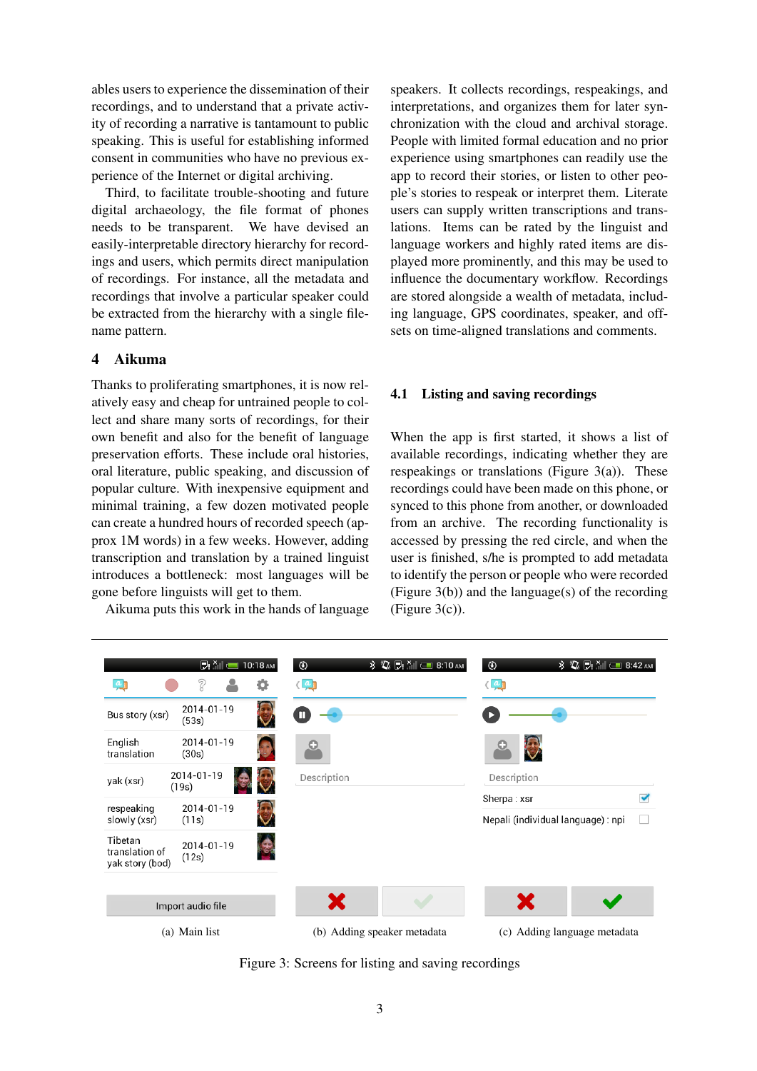ables users to experience the dissemination of their recordings, and to understand that a private activity of recording a narrative is tantamount to public speaking. This is useful for establishing informed consent in communities who have no previous experience of the Internet or digital archiving.

Third, to facilitate trouble-shooting and future digital archaeology, the file format of phones needs to be transparent. We have devised an easily-interpretable directory hierarchy for recordings and users, which permits direct manipulation of recordings. For instance, all the metadata and recordings that involve a particular speaker could be extracted from the hierarchy with a single filename pattern.

## 4 Aikuma

Thanks to proliferating smartphones, it is now relatively easy and cheap for untrained people to collect and share many sorts of recordings, for their own benefit and also for the benefit of language preservation efforts. These include oral histories, oral literature, public speaking, and discussion of popular culture. With inexpensive equipment and minimal training, a few dozen motivated people can create a hundred hours of recorded speech (approx 1M words) in a few weeks. However, adding transcription and translation by a trained linguist introduces a bottleneck: most languages will be gone before linguists will get to them.

Aikuma puts this work in the hands of language speakers. It collects recordings, respeakings, and interpretations, and organizes them for later synchronization with the cloud and archival storage. People with limited formal education and no prior experience using smartphones can readily use the app to record their stories, or listen to other people's stories to respeak or interpret them. Literate users can supply written transcriptions and translations. Items can be rated by the linguist and language workers and highly rated items are displayed more prominently, and this may be used to influence the documentary workflow. Recordings are stored alongside a wealth of metadata, including language, GPS coordinates, speaker, and offsets on time-aligned translations and comments.

### 4.1 Listing and saving recordings

When the app is first started, it shows a list of available recordings, indicating whether they are respeakings or translations (Figure 3(a)). These recordings could have been made on this phone, or synced to this phone from another, or downloaded from an archive. The recording functionality is accessed by pressing the red circle, and when the user is finished, s/he is prompted to add metadata to identify the person or people who were recorded (Figure 3(b)) and the language(s) of the recording (Figure 3(c)).

(a) Main list (b) Adding speaker metadata (c) Adding language metadata

Figure 3: Screens for listing and saving recordings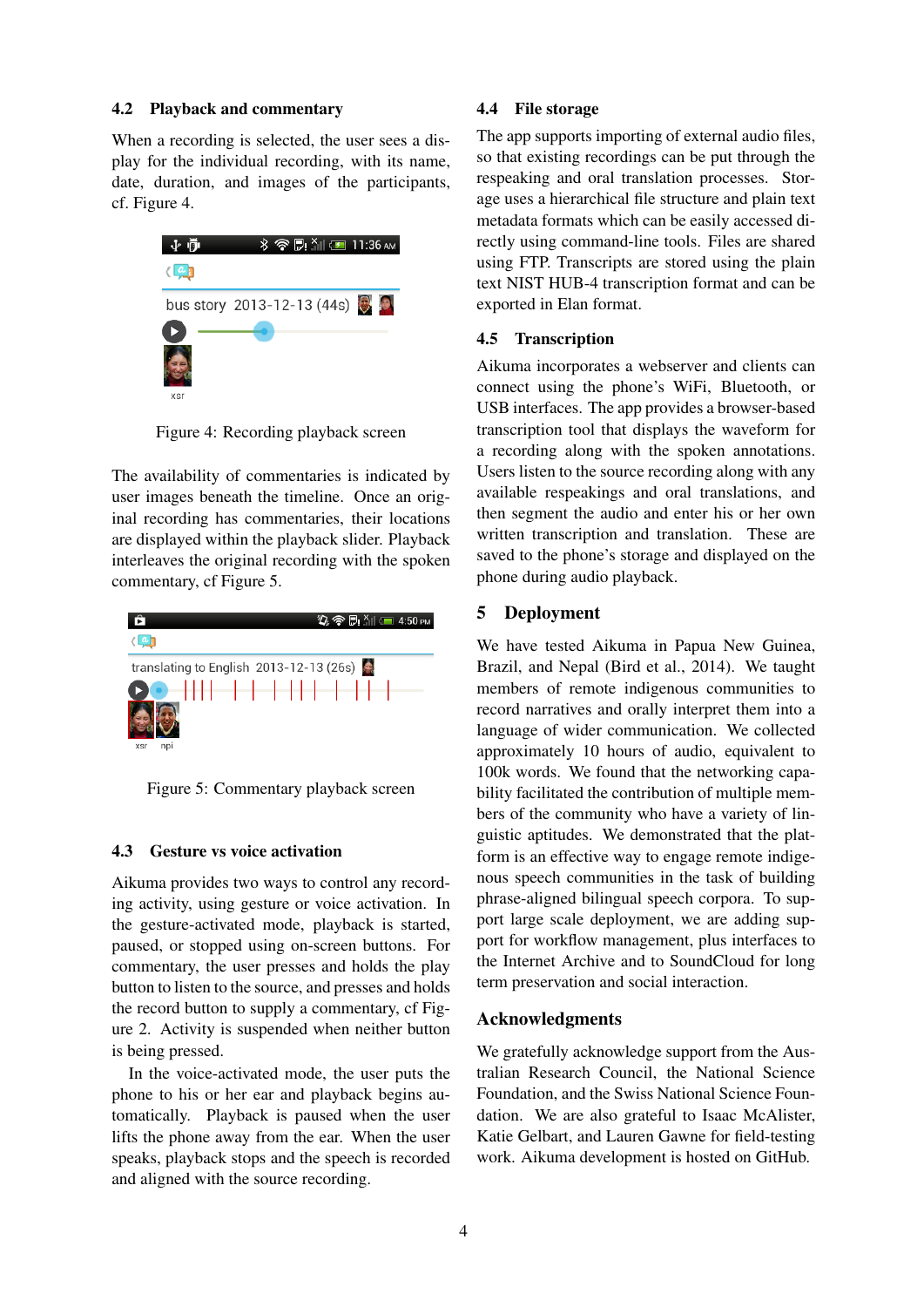### 4.2 Playback and commentary

When a recording is selected, the user sees a display for the individual recording, with its name, date, duration, and images of the participants, cf. Figure 4.

Figure 4: Recording playback screen

The availability of commentaries is indicated by user images beneath the timeline. Once an original recording has commentaries, their locations are displayed within the playback slider. Playback interleaves the original recording with the spoken commentary, cf Figure 5.

Figure 5: Commentary playback screen

### 4.3 Gesture vs voice activation

Aikuma provides two ways to control any recording activity, using gesture or voice activation. In the gesture-activated mode, playback is started, paused, or stopped using on-screen buttons. For commentary, the user presses and holds the play button to listen to the source, and presses and holds the record button to supply a commentary, cf Figure 2. Activity is suspended when neither button is being pressed.

In the voice-activated mode, the user puts the phone to his or her ear and playback begins automatically. Playback is paused when the user lifts the phone away from the ear. When the user speaks, playback stops and the speech is recorded and aligned with the source recording.

### 4.4 File storage

The app supports importing of external audio files, so that existing recordings can be put through the respeaking and oral translation processes. Storage uses a hierarchical file structure and plain text metadata formats which can be easily accessed directly using command-line tools. Files are shared using FTP. Transcripts are stored using the plain text NIST HUB-4 transcription format and can be exported in Elan format.

### 4.5 Transcription

Aikuma incorporates a webserver and clients can connect using the phone's WiFi, Bluetooth, or USB interfaces. The app provides a browser-based transcription tool that displays the waveform for a recording along with the spoken annotations. Users listen to the source recording along with any available respeakings and oral translations, and then segment the audio and enter his or her own written transcription and translation. These are saved to the phone's storage and displayed on the phone during audio playback.

## 5 Deployment

We have tested Aikuma in Papua New Guinea, Brazil, and Nepal (Bird et al., 2014). We taught members of remote indigenous communities to record narratives and orally interpret them into a language of wider communication. We collected approximately 10 hours of audio, equivalent to 100k words. We found that the networking capability facilitated the contribution of multiple members of the community who have a variety of linguistic aptitudes. We demonstrated that the platform is an effective way to engage remote indigenous speech communities in the task of building phrase-aligned bilingual speech corpora. To support large scale deployment, we are adding support for workflow management, plus interfaces to the Internet Archive and to SoundCloud for long term preservation and social interaction.

## Acknowledgments

We gratefully acknowledge support from the Australian Research Council, the National Science Foundation, and the Swiss National Science Foundation. We are also grateful to Isaac McAlister, Katie Gelbart, and Lauren Gawne for field-testing work. Aikuma development is hosted on GitHub.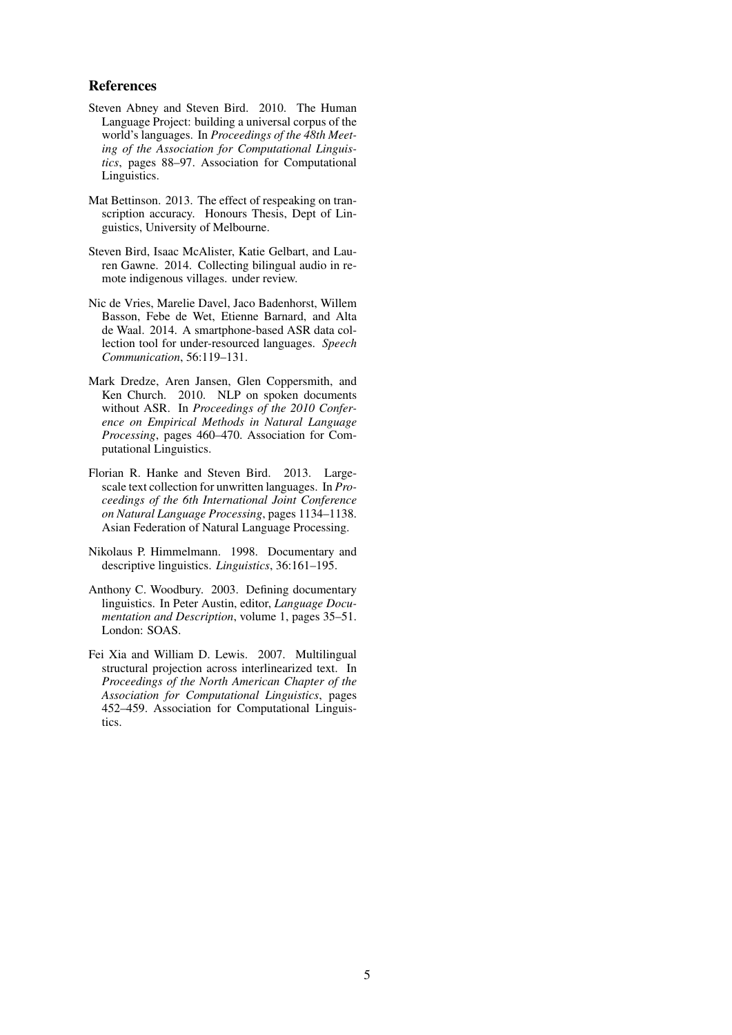## References

Steven Abney and Steven Bird. 2010. The Human Language Project: building a universal corpus of the world's languages. In *Proceedings of the 48th Meeting of the Association for Computational Linguistics*, pages 88–97. Association for Computational Linguistics.

Mat Bettinson. 2013. The effect of respeaking on transcription accuracy. Honours Thesis, Dept of Linguistics, University of Melbourne.

Steven Bird, Isaac McAlister, Katie Gelbart, and Lauren Gawne. 2014. Collecting bilingual audio in remote indigenous villages. under review.

Nic de Vries, Marelie Davel, Jaco Badenhorst, Willem Basson, Febe de Wet, Etienne Barnard, and Alta de Waal. 2014. A smartphone-based ASR data collection tool for under-resourced languages. *Speech Communication*, 56:119–131.

Mark Dredze, Aren Jansen, Glen Coppersmith, and Ken Church. 2010. NLP on spoken documents without ASR. In *Proceedings of the 2010 Conference on Empirical Methods in Natural Language Processing*, pages 460–470. Association for Computational Linguistics.

Florian R. Hanke and Steven Bird. 2013. Large-scale text collection for unwritten languages. In *Proceedings of the 6th International Joint Conference on Natural Language Processing*, pages 1134–1138. Asian Federation of Natural Language Processing.

Nikolaus P. Himmelmann. 1998. Documentary and descriptive linguistics. *Linguistics*, 36:161–195.

Anthony C. Woodbury. 2003. Defining documentary linguistics. In Peter Austin, editor, *Language Documentation and Description*, volume 1, pages 35–51. London: SOAS.

Fei Xia and William D. Lewis. 2007. Multilingual structural projection across interlinearized text. In *Proceedings of the North American Chapter of the Association for Computational Linguistics*, pages 452–459. Association for Computational Linguistics.